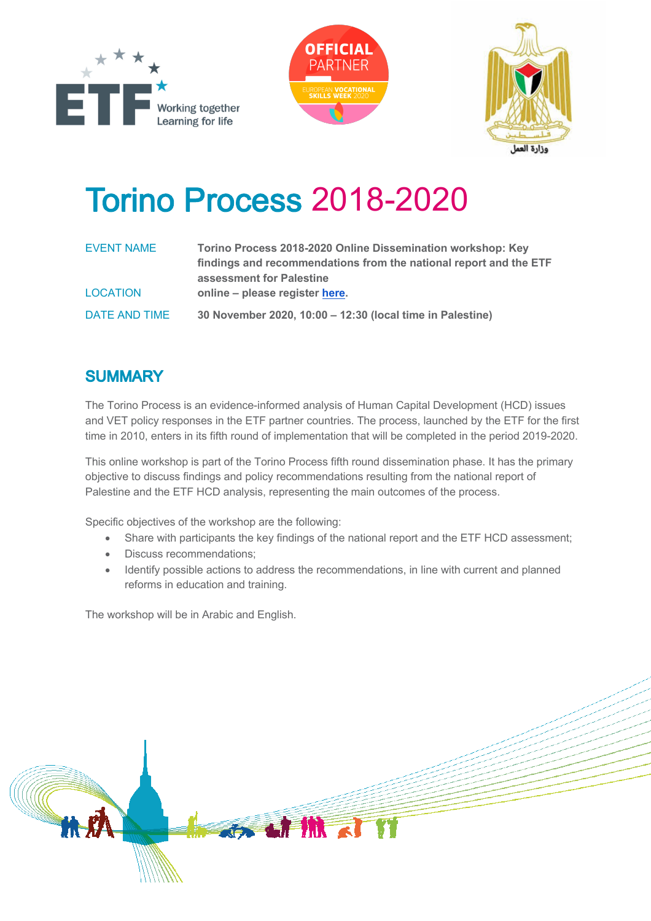# Torino Process 2018-2020

| | |
|---|---|
| EVENT NAME | **Torino Process 2018-2020 Online Dissemination workshop: Key findings and recommendations from the national report and the ETF assessment for Palestine** |
| LOCATION | **online – please register here.** |
| DATE AND TIME | **30 November 2020, 10:00 – 12:30 (local time in Palestine)** |

## SUMMARY

The Torino Process is an evidence-informed analysis of Human Capital Development (HCD) issues and VET policy responses in the ETF partner countries. The process, launched by the ETF for the first time in 2010, enters in its fifth round of implementation that will be completed in the period 2019-2020.

This online workshop is part of the Torino Process fifth round dissemination phase. It has the primary objective to discuss findings and policy recommendations resulting from the national report of Palestine and the ETF HCD analysis, representing the main outcomes of the process.

Specific objectives of the workshop are the following:

- Share with participants the key findings of the national report and the ETF HCD assessment;
- Discuss recommendations;
- Identify possible actions to address the recommendations, in line with current and planned reforms in education and training.

The workshop will be in Arabic and English.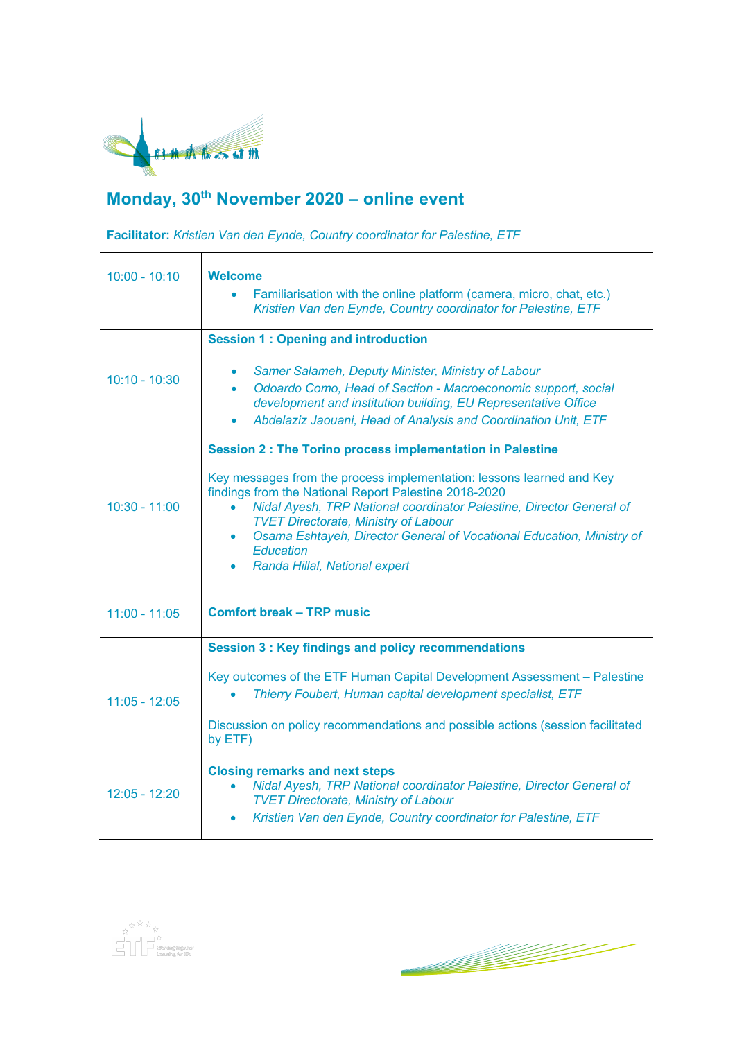## Monday, 30th November 2020 – online event

**Facilitator:** *Kristien Van den Eynde, Country coordinator for Palestine, ETF*

| | |
|---|---|
| 10:00 - 10:10 | **Welcome**<br>• Familiarisation with the online platform (camera, micro, chat, etc.) *Kristien Van den Eynde, Country coordinator for Palestine, ETF* |
| 10:10 - 10:30 | **Session 1 : Opening and introduction**<br>• *Samer Salameh, Deputy Minister, Ministry of Labour*<br>• *Odoardo Como, Head of Section - Macroeconomic support, social development and institution building, EU Representative Office*<br>• *Abdelaziz Jaouani, Head of Analysis and Coordination Unit, ETF* |
| 10:30 - 11:00 | **Session 2 : The Torino process implementation in Palestine**<br>Key messages from the process implementation: lessons learned and Key findings from the National Report Palestine 2018-2020<br>• *Nidal Ayesh, TRP National coordinator Palestine, Director General of TVET Directorate, Ministry of Labour*<br>• *Osama Eshtayeh, Director General of Vocational Education, Ministry of Education*<br>• *Randa Hillal, National expert* |
| 11:00 - 11:05 | **Comfort break – TRP music** |
| 11:05 - 12:05 | **Session 3 : Key findings and policy recommendations**<br>Key outcomes of the ETF Human Capital Development Assessment – Palestine<br>• *Thierry Foubert, Human capital development specialist, ETF*<br>Discussion on policy recommendations and possible actions (session facilitated by ETF) |
| 12:05 - 12:20 | **Closing remarks and next steps**<br>• *Nidal Ayesh, TRP National coordinator Palestine, Director General of TVET Directorate, Ministry of Labour*<br>• *Kristien Van den Eynde, Country coordinator for Palestine, ETF* |